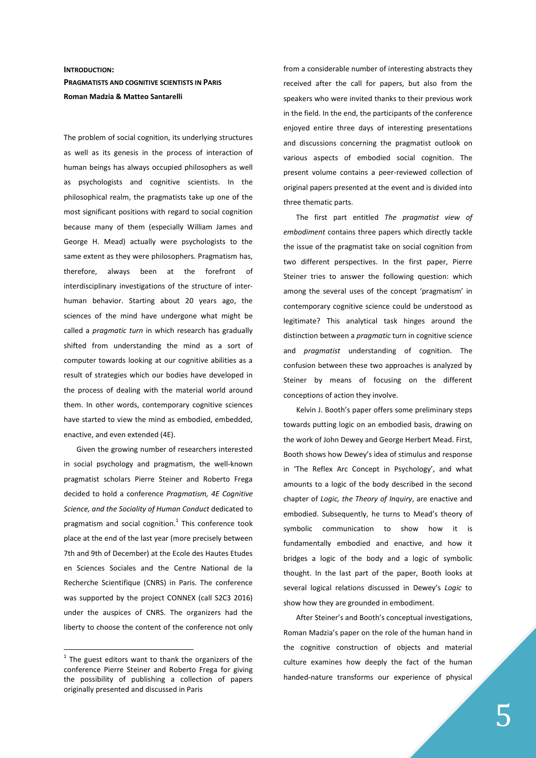# INTRODUCTION:
## PRAGMATISTS AND COGNITIVE SCIENTISTS IN PARIS
**Roman Madzia & Matteo Santarelli**

The problem of social cognition, its underlying structures as well as its genesis in the process of interaction of human beings has always occupied philosophers as well as psychologists and cognitive scientists. In the philosophical realm, the pragmatists take up one of the most significant positions with regard to social cognition because many of them (especially William James and George H. Mead) actually were psychologists to the same extent as they were philosophers. Pragmatism has, therefore, always been at the forefront of interdisciplinary investigations of the structure of inter-human behavior. Starting about 20 years ago, the sciences of the mind have undergone what might be called a *pragmatic turn* in which research has gradually shifted from understanding the mind as a sort of computer towards looking at our cognitive abilities as a result of strategies which our bodies have developed in the process of dealing with the material world around them. In other words, contemporary cognitive sciences have started to view the mind as embodied, embedded, enactive, and even extended (4E).

Given the growing number of researchers interested in social psychology and pragmatism, the well-known pragmatist scholars Pierre Steiner and Roberto Frega decided to hold a conference *Pragmatism, 4E Cognitive Science, and the Sociality of Human Conduct* dedicated to pragmatism and social cognition.[1] This conference took place at the end of the last year (more precisely between 7th and 9th of December) at the Ecole des Hautes Etudes en Sciences Sociales and the Centre National de la Recherche Scientifique (CNRS) in Paris. The conference was supported by the project CONNEX (call S2C3 2016) under the auspices of CNRS. The organizers had the liberty to choose the content of the conference not only from a considerable number of interesting abstracts they received after the call for papers, but also from the speakers who were invited thanks to their previous work in the field. In the end, the participants of the conference enjoyed entire three days of interesting presentations and discussions concerning the pragmatist outlook on various aspects of embodied social cognition. The present volume contains a peer-reviewed collection of original papers presented at the event and is divided into three thematic parts.

The first part entitled *The pragmatist view of embodiment* contains three papers which directly tackle the issue of the pragmatist take on social cognition from two different perspectives. In the first paper, Pierre Steiner tries to answer the following question: which among the several uses of the concept 'pragmatism' in contemporary cognitive science could be understood as legitimate? This analytical task hinges around the distinction between a *pragmatic* turn in cognitive science and *pragmatist* understanding of cognition. The confusion between these two approaches is analyzed by Steiner by means of focusing on the different conceptions of action they involve.

Kelvin J. Booth's paper offers some preliminary steps towards putting logic on an embodied basis, drawing on the work of John Dewey and George Herbert Mead. First, Booth shows how Dewey's idea of stimulus and response in 'The Reflex Arc Concept in Psychology', and what amounts to a logic of the body described in the second chapter of *Logic, the Theory of Inquiry*, are enactive and embodied. Subsequently, he turns to Mead's theory of symbolic communication to show how it is fundamentally embodied and enactive, and how it bridges a logic of the body and a logic of symbolic thought. In the last part of the paper, Booth looks at several logical relations discussed in Dewey's *Logic* to show how they are grounded in embodiment.

After Steiner's and Booth's conceptual investigations, Roman Madzia's paper on the role of the human hand in the cognitive construction of objects and material culture examines how deeply the fact of the human handed-nature transforms our experience of physical

[1] The guest editors want to thank the organizers of the conference Pierre Steiner and Roberto Frega for giving the possibility of publishing a collection of papers originally presented and discussed in Paris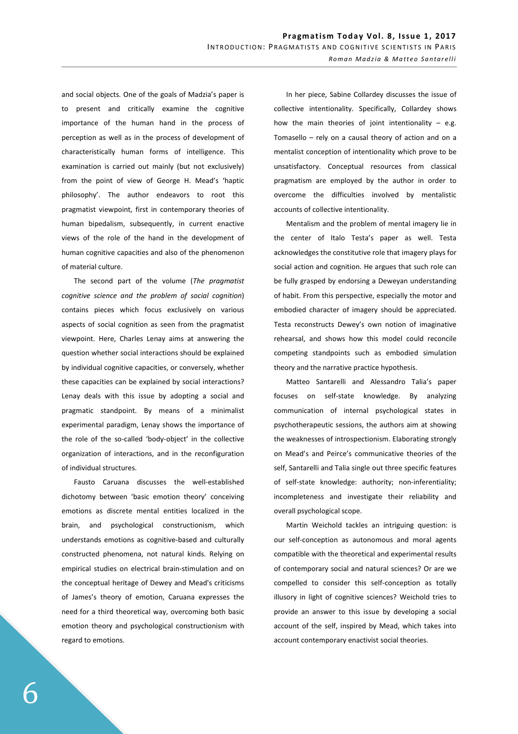and social objects. One of the goals of Madzia's paper is to present and critically examine the cognitive importance of the human hand in the process of perception as well as in the process of development of characteristically human forms of intelligence. This examination is carried out mainly (but not exclusively) from the point of view of George H. Mead's 'haptic philosophy'. The author endeavors to root this pragmatist viewpoint, first in contemporary theories of human bipedalism, subsequently, in current enactive views of the role of the hand in the development of human cognitive capacities and also of the phenomenon of material culture.

The second part of the volume (*The pragmatist cognitive science and the problem of social cognition*) contains pieces which focus exclusively on various aspects of social cognition as seen from the pragmatist viewpoint. Here, Charles Lenay aims at answering the question whether social interactions should be explained by individual cognitive capacities, or conversely, whether these capacities can be explained by social interactions? Lenay deals with this issue by adopting a social and pragmatic standpoint. By means of a minimalist experimental paradigm, Lenay shows the importance of the role of the so-called 'body-object' in the collective organization of interactions, and in the reconfiguration of individual structures.

Fausto Caruana discusses the well-established dichotomy between 'basic emotion theory' conceiving emotions as discrete mental entities localized in the brain, and psychological constructionism, which understands emotions as cognitive-based and culturally constructed phenomena, not natural kinds. Relying on empirical studies on electrical brain-stimulation and on the conceptual heritage of Dewey and Mead's criticisms of James's theory of emotion, Caruana expresses the need for a third theoretical way, overcoming both basic emotion theory and psychological constructionism with regard to emotions.

In her piece, Sabine Collardey discusses the issue of collective intentionality. Specifically, Collardey shows how the main theories of joint intentionality – e.g. Tomasello – rely on a causal theory of action and on a mentalist conception of intentionality which prove to be unsatisfactory. Conceptual resources from classical pragmatism are employed by the author in order to overcome the difficulties involved by mentalistic accounts of collective intentionality.

Mentalism and the problem of mental imagery lie in the center of Italo Testa's paper as well. Testa acknowledges the constitutive role that imagery plays for social action and cognition. He argues that such role can be fully grasped by endorsing a Deweyan understanding of habit. From this perspective, especially the motor and embodied character of imagery should be appreciated. Testa reconstructs Dewey's own notion of imaginative rehearsal, and shows how this model could reconcile competing standpoints such as embodied simulation theory and the narrative practice hypothesis.

Matteo Santarelli and Alessandro Talia's paper focuses on self-state knowledge. By analyzing communication of internal psychological states in psychotherapeutic sessions, the authors aim at showing the weaknesses of introspectionism. Elaborating strongly on Mead's and Peirce's communicative theories of the self, Santarelli and Talia single out three specific features of self-state knowledge: authority; non-inferentiality; incompleteness and investigate their reliability and overall psychological scope.

Martin Weichold tackles an intriguing question: is our self-conception as autonomous and moral agents compatible with the theoretical and experimental results of contemporary social and natural sciences? Or are we compelled to consider this self-conception as totally illusory in light of cognitive sciences? Weichold tries to provide an answer to this issue by developing a social account of the self, inspired by Mead, which takes into account contemporary enactivist social theories.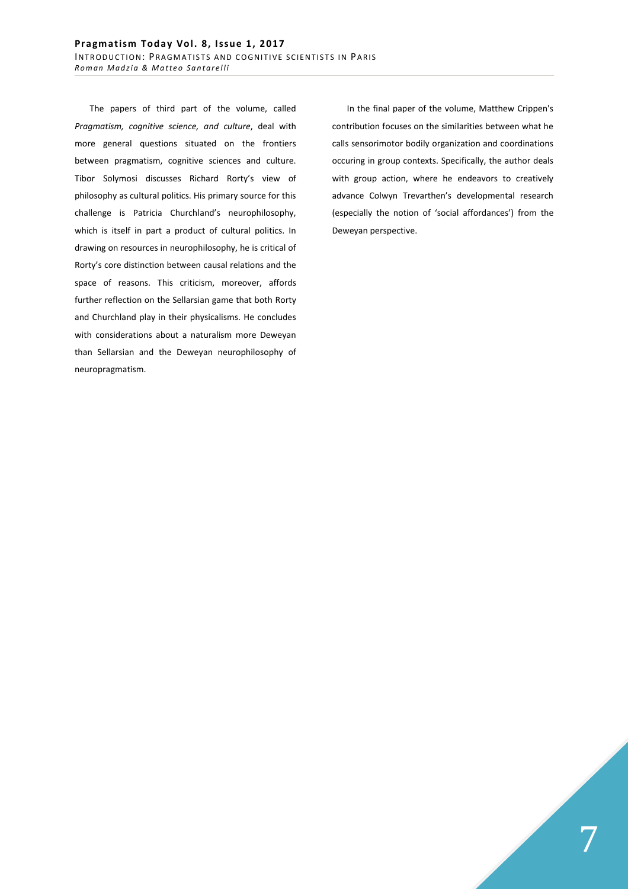The papers of third part of the volume, called *Pragmatism, cognitive science, and culture*, deal with more general questions situated on the frontiers between pragmatism, cognitive sciences and culture. Tibor Solymosi discusses Richard Rorty's view of philosophy as cultural politics. His primary source for this challenge is Patricia Churchland's neurophilosophy, which is itself in part a product of cultural politics. In drawing on resources in neurophilosophy, he is critical of Rorty's core distinction between causal relations and the space of reasons. This criticism, moreover, affords further reflection on the Sellarsian game that both Rorty and Churchland play in their physicalisms. He concludes with considerations about a naturalism more Deweyan than Sellarsian and the Deweyan neurophilosophy of neuropragmatism.

In the final paper of the volume, Matthew Crippen's contribution focuses on the similarities between what he calls sensorimotor bodily organization and coordinations occuring in group contexts. Specifically, the author deals with group action, where he endeavors to creatively advance Colwyn Trevarthen's developmental research (especially the notion of 'social affordances') from the Deweyan perspective.